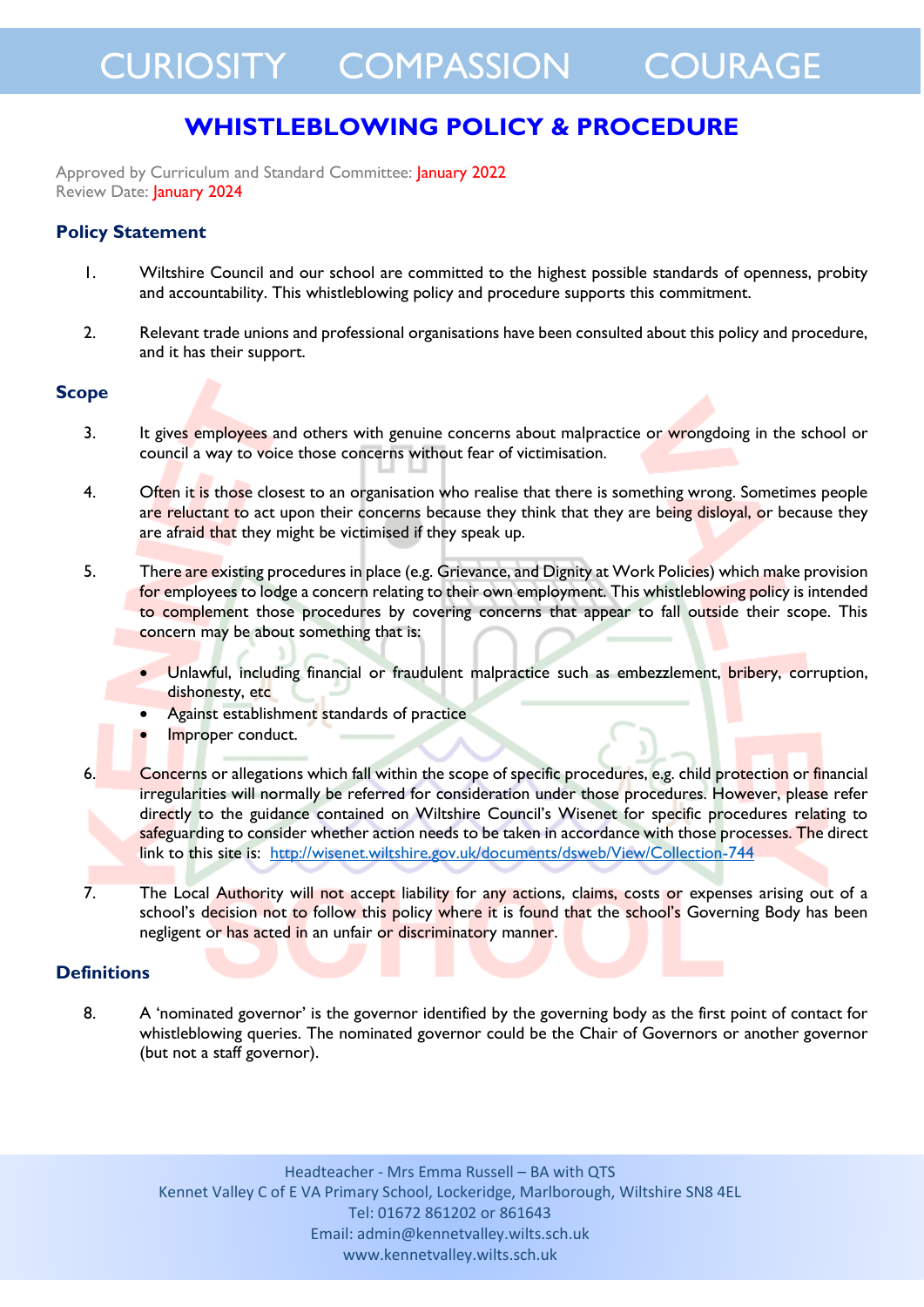# CURIOSITY COMPASSION COURAGE

## WHISTLEBLOWING POLICY & PROCEDURE

Approved by Curriculum and Standard Committee: January 2022
Review Date: January 2024

### Policy Statement

1. Wiltshire Council and our school are committed to the highest possible standards of openness, probity and accountability. This whistleblowing policy and procedure supports this commitment.

2. Relevant trade unions and professional organisations have been consulted about this policy and procedure, and it has their support.

### Scope

3. It gives employees and others with genuine concerns about malpractice or wrongdoing in the school or council a way to voice those concerns without fear of victimisation.

4. Often it is those closest to an organisation who realise that there is something wrong. Sometimes people are reluctant to act upon their concerns because they think that they are being disloyal, or because they are afraid that they might be victimised if they speak up.

5. There are existing procedures in place (e.g. Grievance, and Dignity at Work Policies) which make provision for employees to lodge a concern relating to their own employment. This whistleblowing policy is intended to complement those procedures by covering concerns that appear to fall outside their scope. This concern may be about something that is:

   - Unlawful, including financial or fraudulent malpractice such as embezzlement, bribery, corruption, dishonesty, etc
   - Against establishment standards of practice
   - Improper conduct.

6. Concerns or allegations which fall within the scope of specific procedures, e.g. child protection or financial irregularities will normally be referred for consideration under those procedures. However, please refer directly to the guidance contained on Wiltshire Council's Wisenet for specific procedures relating to safeguarding to consider whether action needs to be taken in accordance with those processes. The direct link to this site is: http://wisenet.wiltshire.gov.uk/documents/dsweb/View/Collection-744

7. The Local Authority will not accept liability for any actions, claims, costs or expenses arising out of a school's decision not to follow this policy where it is found that the school's Governing Body has been negligent or has acted in an unfair or discriminatory manner.

### Definitions

8. A 'nominated governor' is the governor identified by the governing body as the first point of contact for whistleblowing queries. The nominated governor could be the Chair of Governors or another governor (but not a staff governor).

Headteacher - Mrs Emma Russell – BA with QTS
Kennet Valley C of E VA Primary School, Lockeridge, Marlborough, Wiltshire SN8 4EL
Tel: 01672 861202 or 861643
Email: admin@kennetvalley.wilts.sch.uk
www.kennetvalley.wilts.sch.uk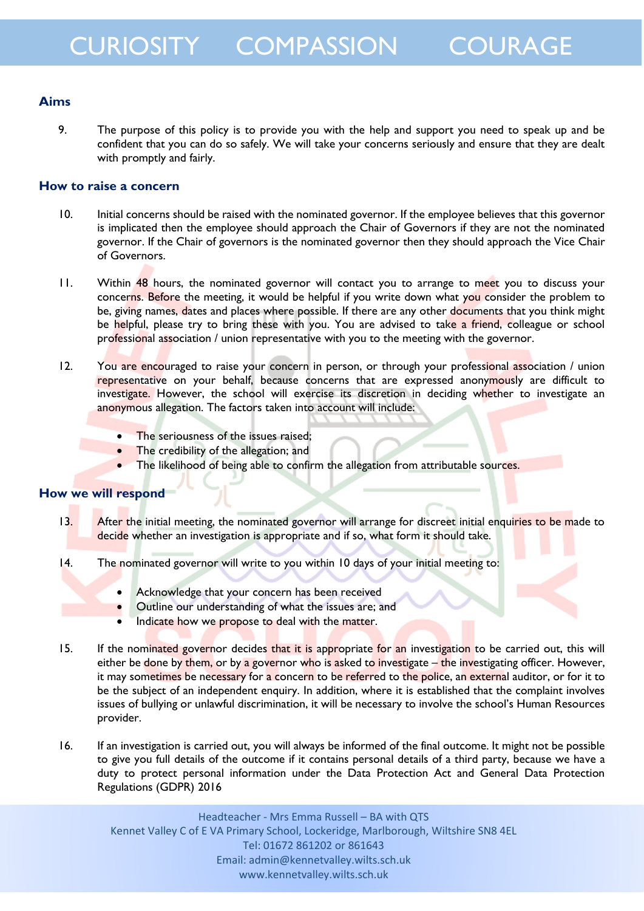## Aims

9. The purpose of this policy is to provide you with the help and support you need to speak up and be confident that you can do so safely. We will take your concerns seriously and ensure that they are dealt with promptly and fairly.

## How to raise a concern

10. Initial concerns should be raised with the nominated governor. If the employee believes that this governor is implicated then the employee should approach the Chair of Governors if they are not the nominated governor. If the Chair of governors is the nominated governor then they should approach the Vice Chair of Governors.

11. Within 48 hours, the nominated governor will contact you to arrange to meet you to discuss your concerns. Before the meeting, it would be helpful if you write down what you consider the problem to be, giving names, dates and places where possible. If there are any other documents that you think might be helpful, please try to bring these with you. You are advised to take a friend, colleague or school professional association / union representative with you to the meeting with the governor.

12. You are encouraged to raise your concern in person, or through your professional association / union representative on your behalf, because concerns that are expressed anonymously are difficult to investigate. However, the school will exercise its discretion in deciding whether to investigate an anonymous allegation. The factors taken into account will include:

    - The seriousness of the issues raised;
    - The credibility of the allegation; and
    - The likelihood of being able to confirm the allegation from attributable sources.

## How we will respond

13. After the initial meeting, the nominated governor will arrange for discreet initial enquiries to be made to decide whether an investigation is appropriate and if so, what form it should take.

14. The nominated governor will write to you within 10 days of your initial meeting to:

    - Acknowledge that your concern has been received
    - Outline our understanding of what the issues are; and
    - Indicate how we propose to deal with the matter.

15. If the nominated governor decides that it is appropriate for an investigation to be carried out, this will either be done by them, or by a governor who is asked to investigate – the investigating officer. However, it may sometimes be necessary for a concern to be referred to the police, an external auditor, or for it to be the subject of an independent enquiry. In addition, where it is established that the complaint involves issues of bullying or unlawful discrimination, it will be necessary to involve the school's Human Resources provider.

16. If an investigation is carried out, you will always be informed of the final outcome. It might not be possible to give you full details of the outcome if it contains personal details of a third party, because we have a duty to protect personal information under the Data Protection Act and General Data Protection Regulations (GDPR) 2016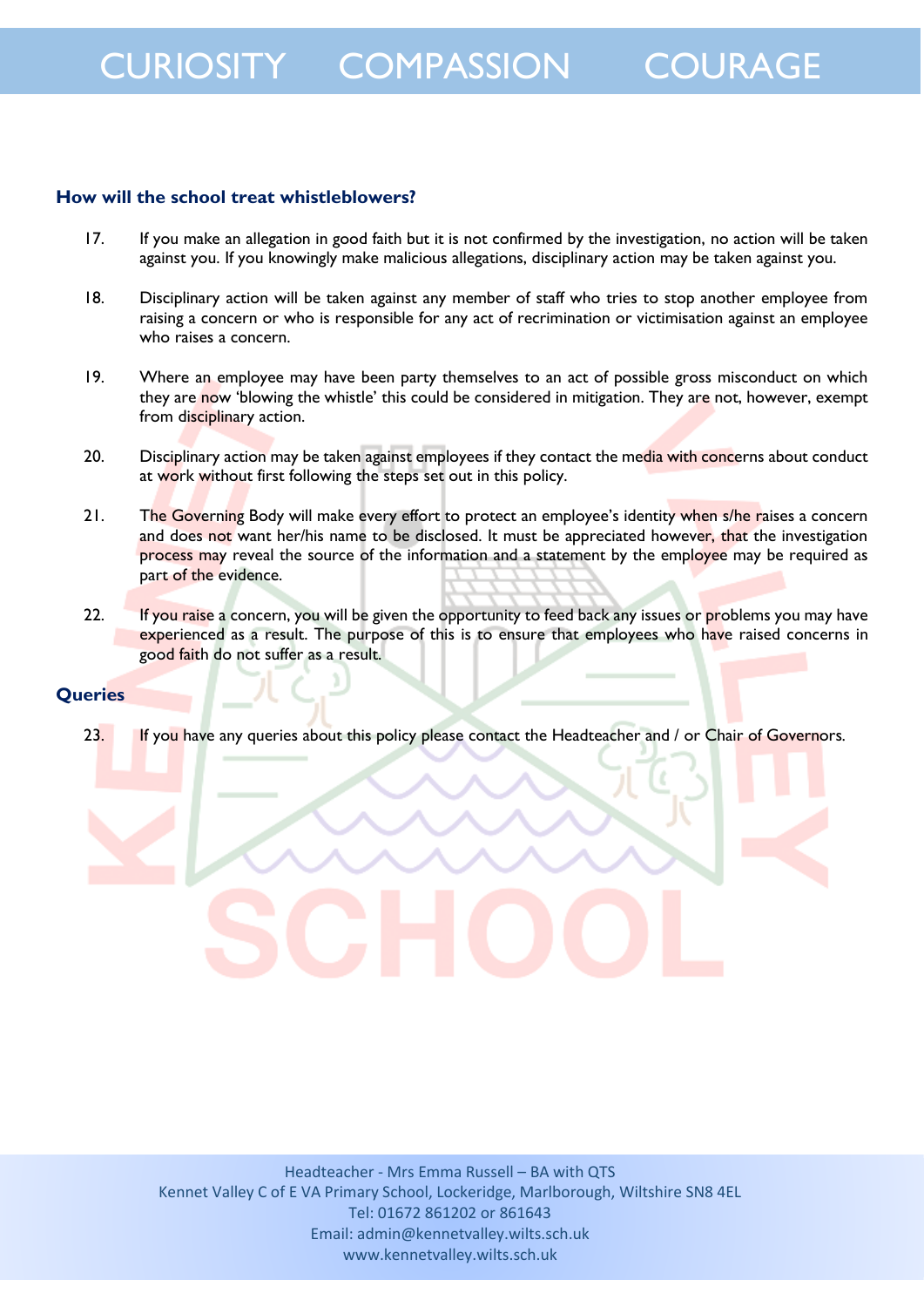## How will the school treat whistleblowers?

17. If you make an allegation in good faith but it is not confirmed by the investigation, no action will be taken against you. If you knowingly make malicious allegations, disciplinary action may be taken against you.

18. Disciplinary action will be taken against any member of staff who tries to stop another employee from raising a concern or who is responsible for any act of recrimination or victimisation against an employee who raises a concern.

19. Where an employee may have been party themselves to an act of possible gross misconduct on which they are now 'blowing the whistle' this could be considered in mitigation. They are not, however, exempt from disciplinary action.

20. Disciplinary action may be taken against employees if they contact the media with concerns about conduct at work without first following the steps set out in this policy.

21. The Governing Body will make every effort to protect an employee's identity when s/he raises a concern and does not want her/his name to be disclosed. It must be appreciated however, that the investigation process may reveal the source of the information and a statement by the employee may be required as part of the evidence.

22. If you raise a concern, you will be given the opportunity to feed back any issues or problems you may have experienced as a result. The purpose of this is to ensure that employees who have raised concerns in good faith do not suffer as a result.

## Queries

23. If you have any queries about this policy please contact the Headteacher and / or Chair of Governors.